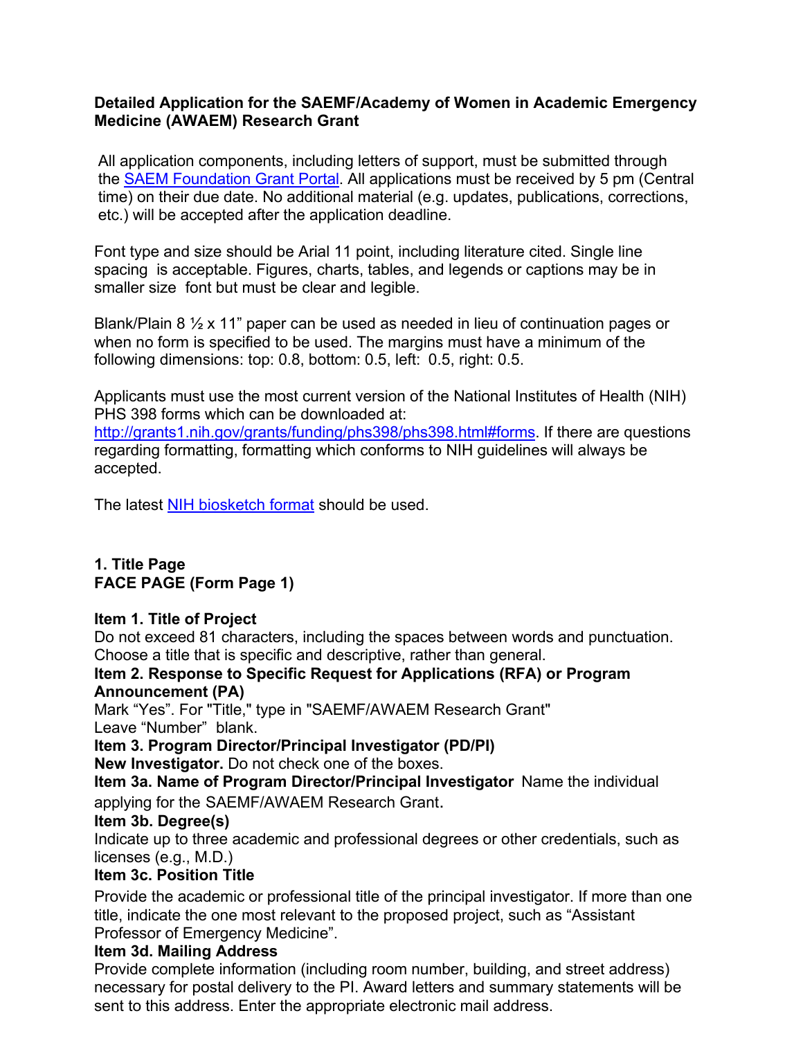**Detailed Application for the SAEMF/Academy of Women in Academic Emergency Medicine (AWAEM) Research Grant**

All application components, including letters of support, must be submitted through the [SAEM Foundation Grant Portal](). All applications must be received by 5 pm (Central time) on their due date. No additional material (e.g. updates, publications, corrections, etc.) will be accepted after the application deadline.

Font type and size should be Arial 11 point, including literature cited. Single line spacing is acceptable. Figures, charts, tables, and legends or captions may be in smaller size font but must be clear and legible.

Blank/Plain 8 ½ x 11" paper can be used as needed in lieu of continuation pages or when no form is specified to be used. The margins must have a minimum of the following dimensions: top: 0.8, bottom: 0.5, left: 0.5, right: 0.5.

Applicants must use the most current version of the National Institutes of Health (NIH) PHS 398 forms which can be downloaded at: http://grants1.nih.gov/grants/funding/phs398/phs398.html#forms. If there are questions regarding formatting, formatting which conforms to NIH guidelines will always be accepted.

The latest [NIH biosketch format]() should be used.

## 1. Title Page

## FACE PAGE (Form Page 1)

**Item 1. Title of Project**

Do not exceed 81 characters, including the spaces between words and punctuation. Choose a title that is specific and descriptive, rather than general.

**Item 2. Response to Specific Request for Applications (RFA) or Program Announcement (PA)**

Mark "Yes". For "Title," type in "SAEMF/AWAEM Research Grant"
Leave "Number" blank.

**Item 3. Program Director/Principal Investigator (PD/PI)**

**New Investigator.** Do not check one of the boxes.

**Item 3a. Name of Program Director/Principal Investigator** Name the individual applying for the SAEMF/AWAEM Research Grant.

**Item 3b. Degree(s)**

Indicate up to three academic and professional degrees or other credentials, such as licenses (e.g., M.D.)

**Item 3c. Position Title**

Provide the academic or professional title of the principal investigator. If more than one title, indicate the one most relevant to the proposed project, such as "Assistant Professor of Emergency Medicine".

**Item 3d. Mailing Address**

Provide complete information (including room number, building, and street address) necessary for postal delivery to the PI. Award letters and summary statements will be sent to this address. Enter the appropriate electronic mail address.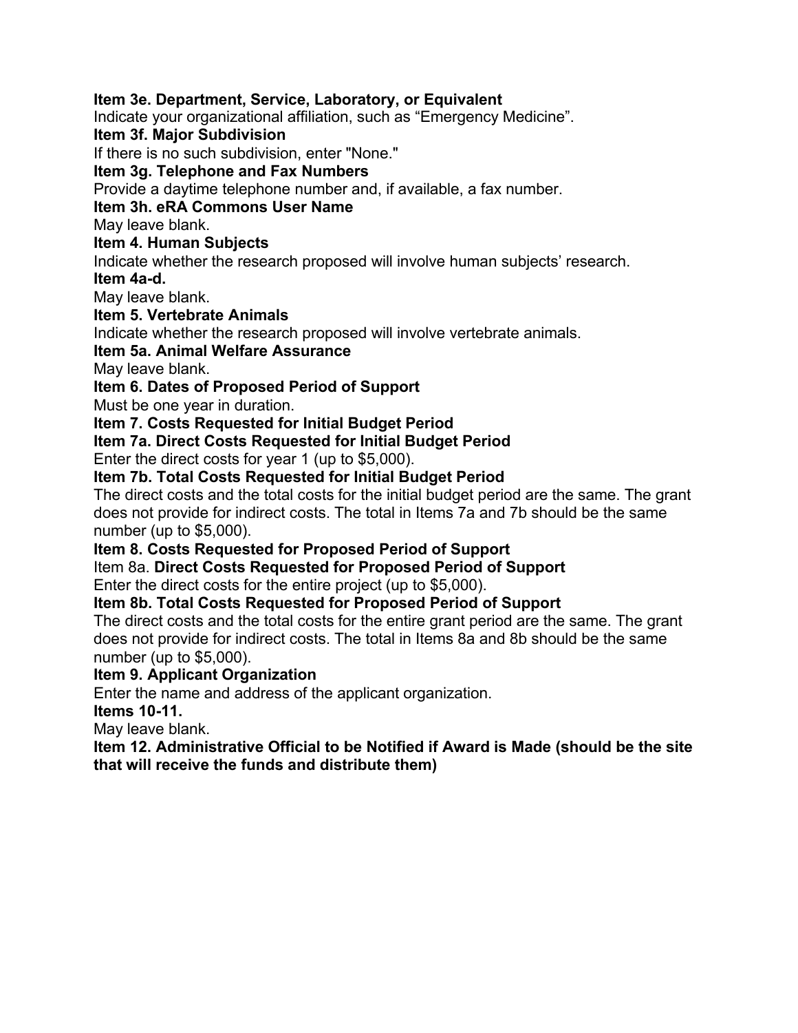**Item 3e. Department, Service, Laboratory, or Equivalent**

Indicate your organizational affiliation, such as “Emergency Medicine”.

**Item 3f. Major Subdivision**

If there is no such subdivision, enter "None."

**Item 3g. Telephone and Fax Numbers**

Provide a daytime telephone number and, if available, a fax number.

**Item 3h. eRA Commons User Name**

May leave blank.

**Item 4. Human Subjects**

Indicate whether the research proposed will involve human subjects’ research.

**Item 4a-d.**

May leave blank.

**Item 5. Vertebrate Animals**

Indicate whether the research proposed will involve vertebrate animals.

**Item 5a. Animal Welfare Assurance**

May leave blank.

**Item 6. Dates of Proposed Period of Support**

Must be one year in duration.

**Item 7. Costs Requested for Initial Budget Period**

**Item 7a. Direct Costs Requested for Initial Budget Period**

Enter the direct costs for year 1 (up to $5,000).

**Item 7b. Total Costs Requested for Initial Budget Period**

The direct costs and the total costs for the initial budget period are the same. The grant does not provide for indirect costs. The total in Items 7a and 7b should be the same number (up to $5,000).

**Item 8. Costs Requested for Proposed Period of Support**

Item 8a. **Direct Costs Requested for Proposed Period of Support**

Enter the direct costs for the entire project (up to $5,000).

**Item 8b. Total Costs Requested for Proposed Period of Support**

The direct costs and the total costs for the entire grant period are the same. The grant does not provide for indirect costs. The total in Items 8a and 8b should be the same number (up to $5,000).

**Item 9. Applicant Organization**

Enter the name and address of the applicant organization.

**Items 10-11.**

May leave blank.

**Item 12. Administrative Official to be Notified if Award is Made (should be the site that will receive the funds and distribute them)**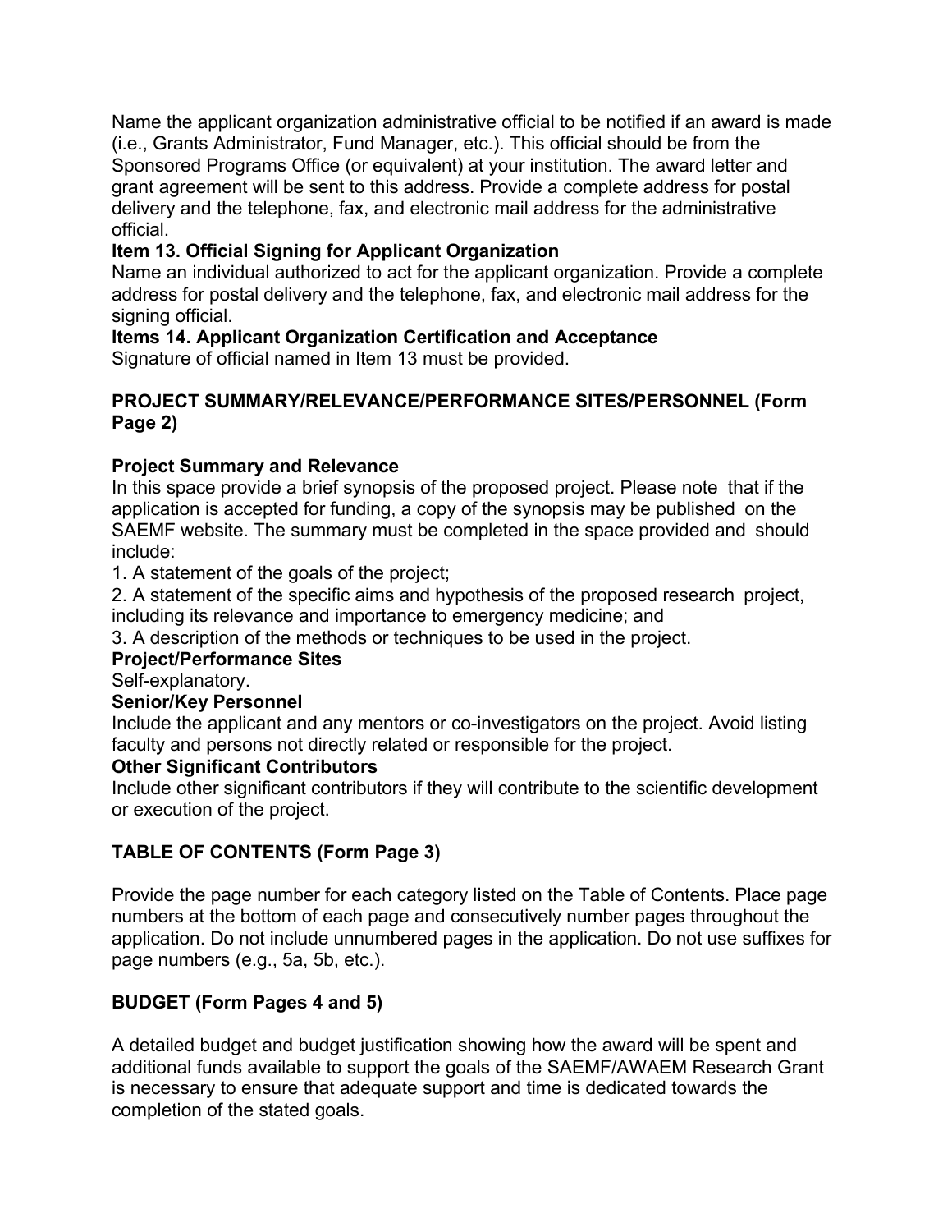Name the applicant organization administrative official to be notified if an award is made (i.e., Grants Administrator, Fund Manager, etc.). This official should be from the Sponsored Programs Office (or equivalent) at your institution. The award letter and grant agreement will be sent to this address. Provide a complete address for postal delivery and the telephone, fax, and electronic mail address for the administrative official.

**Item 13. Official Signing for Applicant Organization**

Name an individual authorized to act for the applicant organization. Provide a complete address for postal delivery and the telephone, fax, and electronic mail address for the signing official.

**Items 14. Applicant Organization Certification and Acceptance**

Signature of official named in Item 13 must be provided.

## PROJECT SUMMARY/RELEVANCE/PERFORMANCE SITES/PERSONNEL (Form Page 2)

**Project Summary and Relevance**

In this space provide a brief synopsis of the proposed project. Please note that if the application is accepted for funding, a copy of the synopsis may be published on the SAEMF website. The summary must be completed in the space provided and should include:

1. A statement of the goals of the project;
2. A statement of the specific aims and hypothesis of the proposed research project, including its relevance and importance to emergency medicine; and
3. A description of the methods or techniques to be used in the project.

**Project/Performance Sites**

Self-explanatory.

**Senior/Key Personnel**

Include the applicant and any mentors or co-investigators on the project. Avoid listing faculty and persons not directly related or responsible for the project.

**Other Significant Contributors**

Include other significant contributors if they will contribute to the scientific development or execution of the project.

## TABLE OF CONTENTS (Form Page 3)

Provide the page number for each category listed on the Table of Contents. Place page numbers at the bottom of each page and consecutively number pages throughout the application. Do not include unnumbered pages in the application. Do not use suffixes for page numbers (e.g., 5a, 5b, etc.).

## BUDGET (Form Pages 4 and 5)

A detailed budget and budget justification showing how the award will be spent and additional funds available to support the goals of the SAEMF/AWAEM Research Grant is necessary to ensure that adequate support and time is dedicated towards the completion of the stated goals.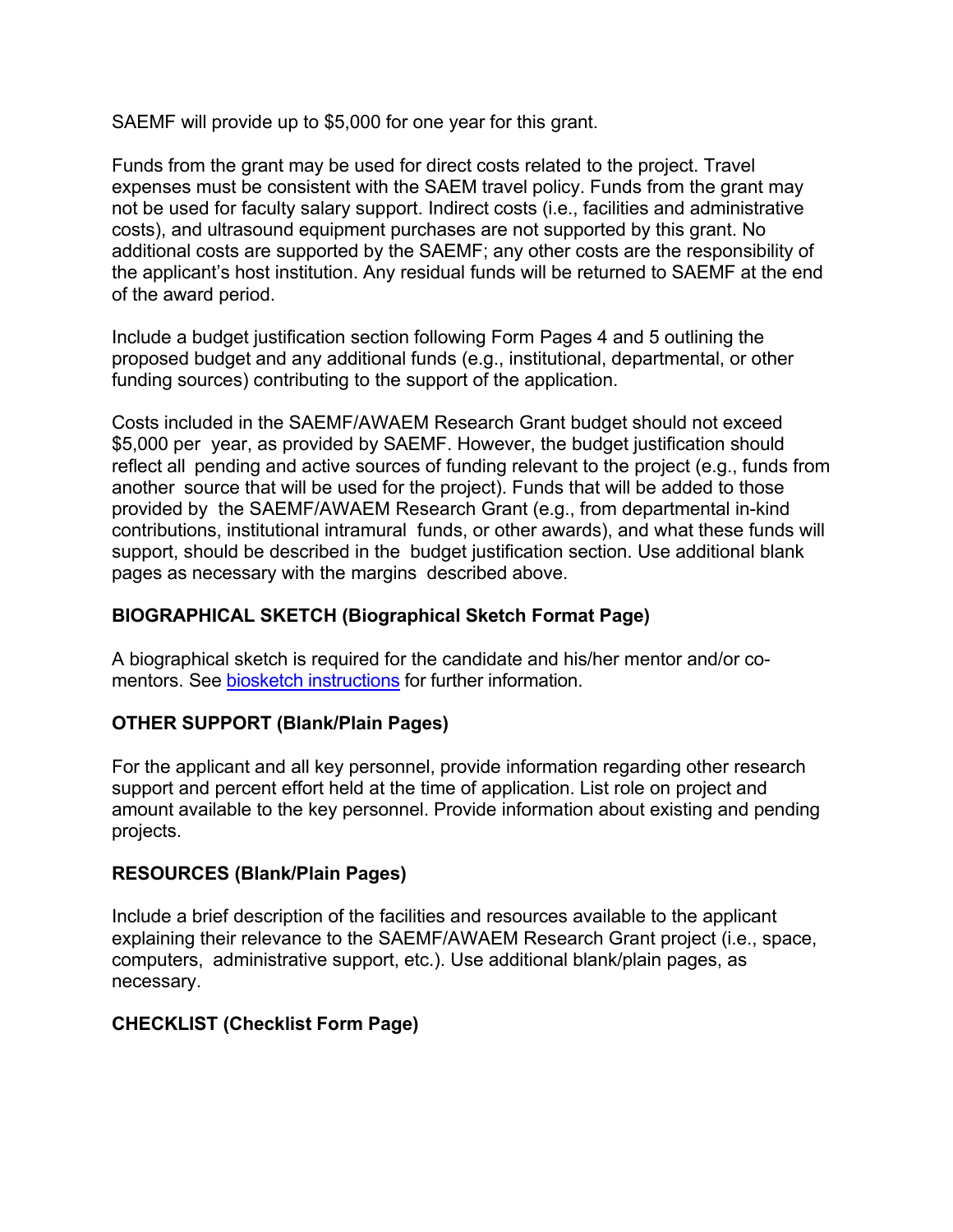SAEMF will provide up to $5,000 for one year for this grant.

Funds from the grant may be used for direct costs related to the project. Travel expenses must be consistent with the SAEM travel policy. Funds from the grant may not be used for faculty salary support. Indirect costs (i.e., facilities and administrative costs), and ultrasound equipment purchases are not supported by this grant. No additional costs are supported by the SAEMF; any other costs are the responsibility of the applicant's host institution. Any residual funds will be returned to SAEMF at the end of the award period.

Include a budget justification section following Form Pages 4 and 5 outlining the proposed budget and any additional funds (e.g., institutional, departmental, or other funding sources) contributing to the support of the application.

Costs included in the SAEMF/AWAEM Research Grant budget should not exceed $5,000 per year, as provided by SAEMF. However, the budget justification should reflect all pending and active sources of funding relevant to the project (e.g., funds from another source that will be used for the project). Funds that will be added to those provided by the SAEMF/AWAEM Research Grant (e.g., from departmental in-kind contributions, institutional intramural funds, or other awards), and what these funds will support, should be described in the budget justification section. Use additional blank pages as necessary with the margins described above.

**BIOGRAPHICAL SKETCH (Biographical Sketch Format Page)**

A biographical sketch is required for the candidate and his/her mentor and/or co-mentors. See biosketch instructions for further information.

**OTHER SUPPORT (Blank/Plain Pages)**

For the applicant and all key personnel, provide information regarding other research support and percent effort held at the time of application. List role on project and amount available to the key personnel. Provide information about existing and pending projects.

**RESOURCES (Blank/Plain Pages)**

Include a brief description of the facilities and resources available to the applicant explaining their relevance to the SAEMF/AWAEM Research Grant project (i.e., space, computers, administrative support, etc.). Use additional blank/plain pages, as necessary.

**CHECKLIST (Checklist Form Page)**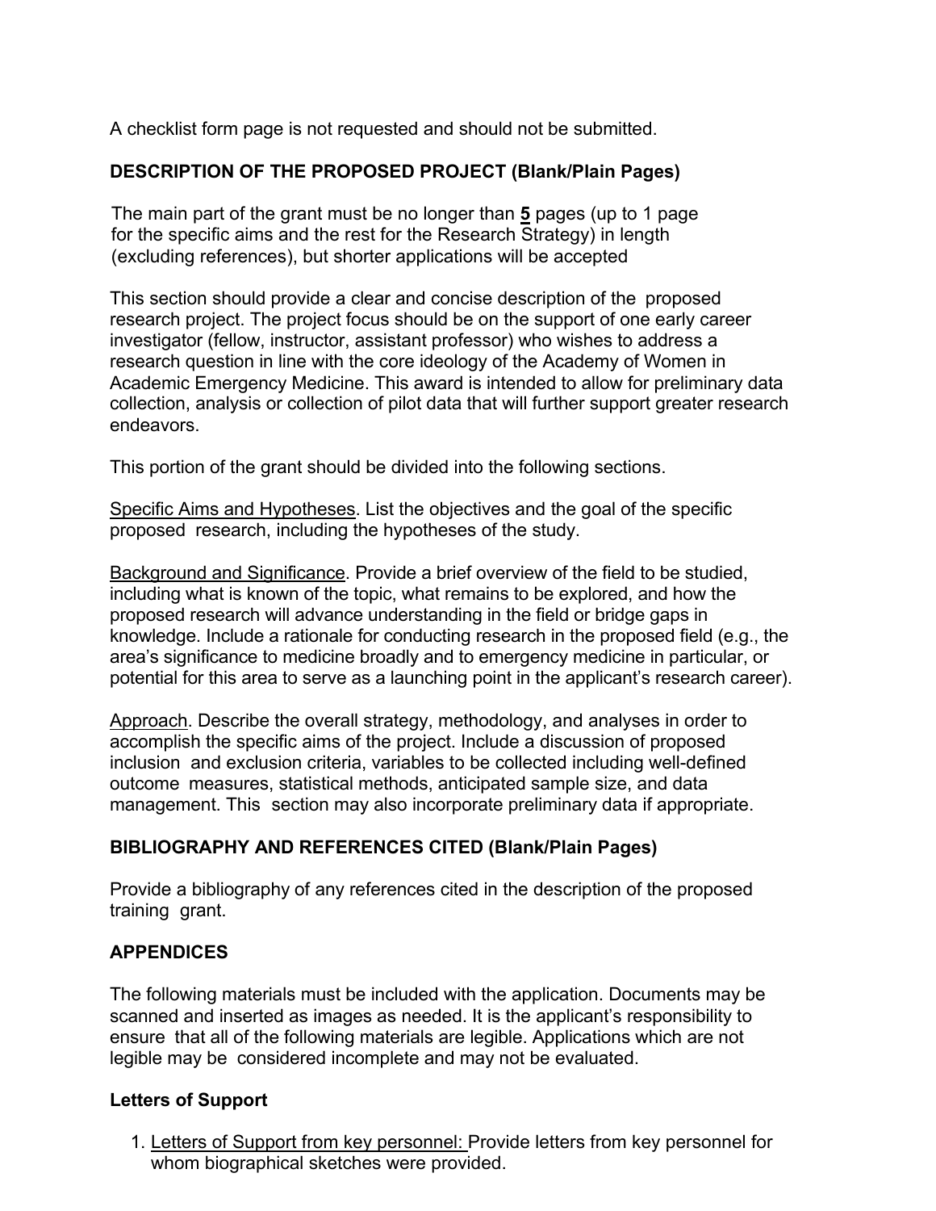A checklist form page is not requested and should not be submitted.

## DESCRIPTION OF THE PROPOSED PROJECT (Blank/Plain Pages)

The main part of the grant must be no longer than **5** pages (up to 1 page for the specific aims and the rest for the Research Strategy) in length (excluding references), but shorter applications will be accepted

This section should provide a clear and concise description of the proposed research project. The project focus should be on the support of one early career investigator (fellow, instructor, assistant professor) who wishes to address a research question in line with the core ideology of the Academy of Women in Academic Emergency Medicine. This award is intended to allow for preliminary data collection, analysis or collection of pilot data that will further support greater research endeavors.

This portion of the grant should be divided into the following sections.

Specific Aims and Hypotheses. List the objectives and the goal of the specific proposed research, including the hypotheses of the study.

Background and Significance. Provide a brief overview of the field to be studied, including what is known of the topic, what remains to be explored, and how the proposed research will advance understanding in the field or bridge gaps in knowledge. Include a rationale for conducting research in the proposed field (e.g., the area's significance to medicine broadly and to emergency medicine in particular, or potential for this area to serve as a launching point in the applicant's research career).

Approach. Describe the overall strategy, methodology, and analyses in order to accomplish the specific aims of the project. Include a discussion of proposed inclusion and exclusion criteria, variables to be collected including well-defined outcome measures, statistical methods, anticipated sample size, and data management. This section may also incorporate preliminary data if appropriate.

## BIBLIOGRAPHY AND REFERENCES CITED (Blank/Plain Pages)

Provide a bibliography of any references cited in the description of the proposed training grant.

## APPENDICES

The following materials must be included with the application. Documents may be scanned and inserted as images as needed. It is the applicant's responsibility to ensure that all of the following materials are legible. Applications which are not legible may be considered incomplete and may not be evaluated.

### Letters of Support

1. Letters of Support from key personnel: Provide letters from key personnel for whom biographical sketches were provided.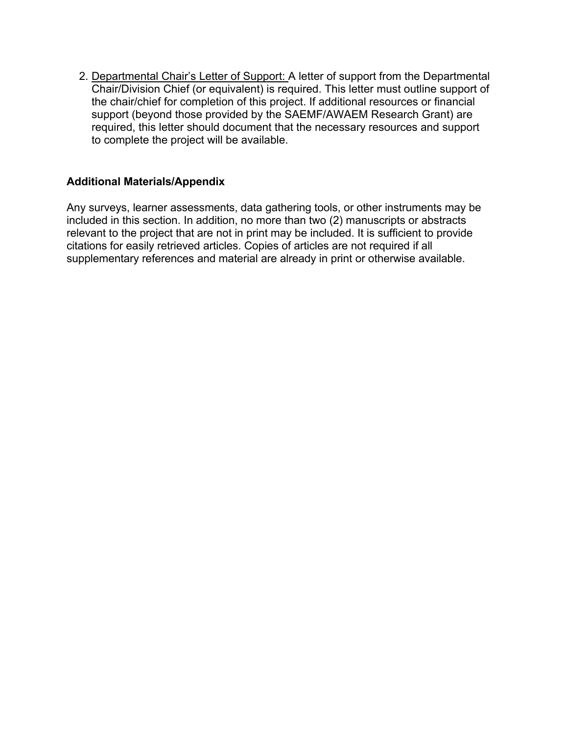2. Departmental Chair's Letter of Support: A letter of support from the Departmental Chair/Division Chief (or equivalent) is required. This letter must outline support of the chair/chief for completion of this project. If additional resources or financial support (beyond those provided by the SAEMF/AWAEM Research Grant) are required, this letter should document that the necessary resources and support to complete the project will be available.

**Additional Materials/Appendix**

Any surveys, learner assessments, data gathering tools, or other instruments may be included in this section. In addition, no more than two (2) manuscripts or abstracts relevant to the project that are not in print may be included. It is sufficient to provide citations for easily retrieved articles. Copies of articles are not required if all supplementary references and material are already in print or otherwise available.